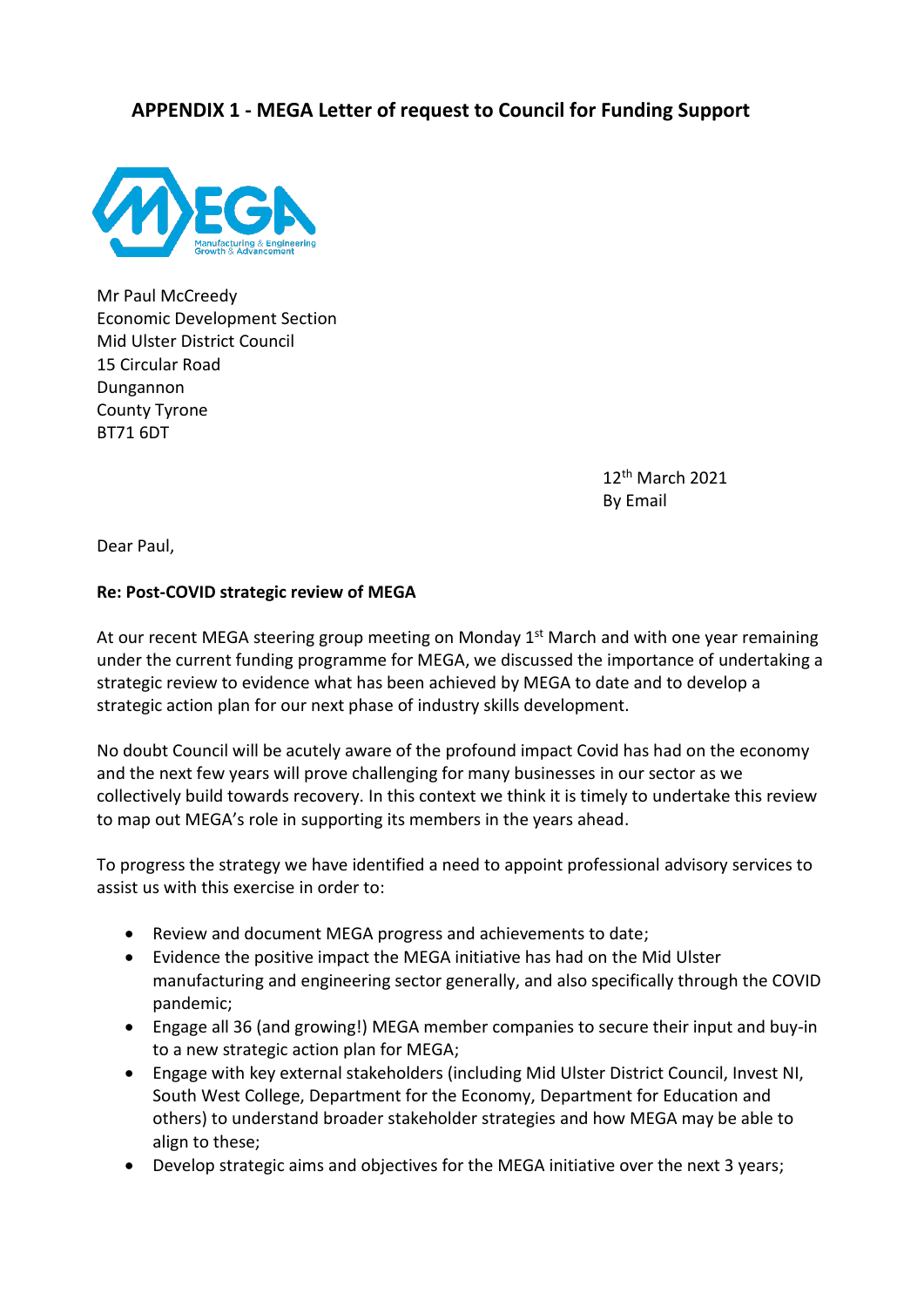## APPENDIX 1 - MEGA Letter of request to Council for Funding Support

MEGA
Manufacturing & Engineering Growth & Advancement

Mr Paul McCreedy
Economic Development Section
Mid Ulster District Council
15 Circular Road
Dungannon
County Tyrone
BT71 6DT

12th March 2021
By Email

Dear Paul,

**Re: Post-COVID strategic review of MEGA**

At our recent MEGA steering group meeting on Monday 1st March and with one year remaining under the current funding programme for MEGA, we discussed the importance of undertaking a strategic review to evidence what has been achieved by MEGA to date and to develop a strategic action plan for our next phase of industry skills development.

No doubt Council will be acutely aware of the profound impact Covid has had on the economy and the next few years will prove challenging for many businesses in our sector as we collectively build towards recovery. In this context we think it is timely to undertake this review to map out MEGA's role in supporting its members in the years ahead.

To progress the strategy we have identified a need to appoint professional advisory services to assist us with this exercise in order to:

- Review and document MEGA progress and achievements to date;
- Evidence the positive impact the MEGA initiative has had on the Mid Ulster manufacturing and engineering sector generally, and also specifically through the COVID pandemic;
- Engage all 36 (and growing!) MEGA member companies to secure their input and buy-in to a new strategic action plan for MEGA;
- Engage with key external stakeholders (including Mid Ulster District Council, Invest NI, South West College, Department for the Economy, Department for Education and others) to understand broader stakeholder strategies and how MEGA may be able to align to these;
- Develop strategic aims and objectives for the MEGA initiative over the next 3 years;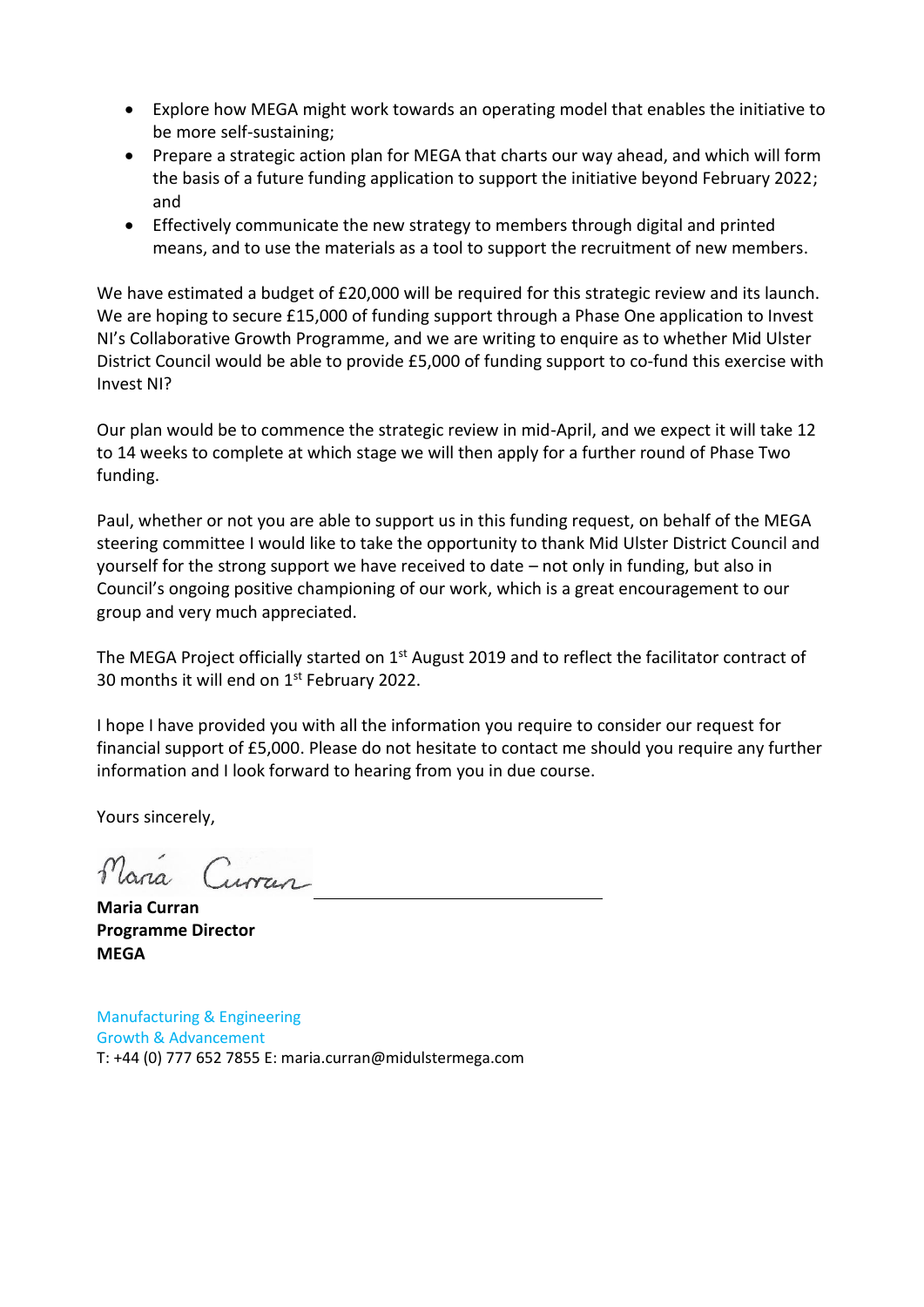- Explore how MEGA might work towards an operating model that enables the initiative to be more self-sustaining;
- Prepare a strategic action plan for MEGA that charts our way ahead, and which will form the basis of a future funding application to support the initiative beyond February 2022; and
- Effectively communicate the new strategy to members through digital and printed means, and to use the materials as a tool to support the recruitment of new members.

We have estimated a budget of £20,000 will be required for this strategic review and its launch. We are hoping to secure £15,000 of funding support through a Phase One application to Invest NI's Collaborative Growth Programme, and we are writing to enquire as to whether Mid Ulster District Council would be able to provide £5,000 of funding support to co-fund this exercise with Invest NI?

Our plan would be to commence the strategic review in mid-April, and we expect it will take 12 to 14 weeks to complete at which stage we will then apply for a further round of Phase Two funding.

Paul, whether or not you are able to support us in this funding request, on behalf of the MEGA steering committee I would like to take the opportunity to thank Mid Ulster District Council and yourself for the strong support we have received to date – not only in funding, but also in Council's ongoing positive championing of our work, which is a great encouragement to our group and very much appreciated.

The MEGA Project officially started on 1st August 2019 and to reflect the facilitator contract of 30 months it will end on 1st February 2022.

I hope I have provided you with all the information you require to consider our request for financial support of £5,000. Please do not hesitate to contact me should you require any further information and I look forward to hearing from you in due course.

Yours sincerely,

Maria Curran

**Maria Curran**
**Programme Director**
**MEGA**

Manufacturing & Engineering
Growth & Advancement
T: +44 (0) 777 652 7855 E: maria.curran@midulstermega.com